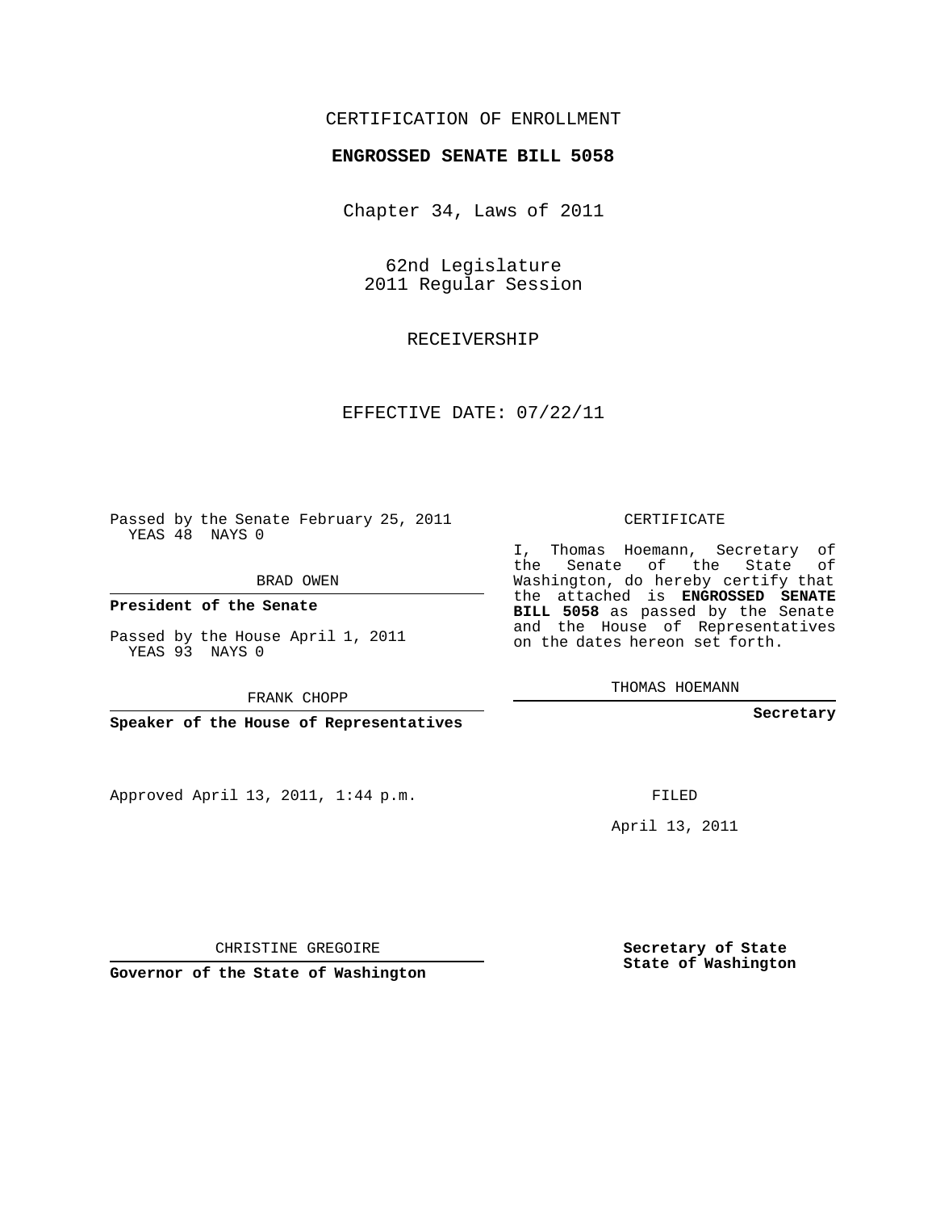CERTIFICATION OF ENROLLMENT

**ENGROSSED SENATE BILL 5058**

Chapter 34, Laws of 2011

62nd Legislature
2011 Regular Session

RECEIVERSHIP

EFFECTIVE DATE: 07/22/11

Passed by the Senate February 25, 2011
YEAS 48 NAYS 0

BRAD OWEN

**President of the Senate**

Passed by the House April 1, 2011
YEAS 93 NAYS 0

FRANK CHOPP

**Speaker of the House of Representatives**

Approved April 13, 2011, 1:44 p.m.

CHRISTINE GREGOIRE

**Governor of the State of Washington**

CERTIFICATE

I, Thomas Hoemann, Secretary of the Senate of the State of Washington, do hereby certify that the attached is **ENGROSSED SENATE BILL 5058** as passed by the Senate and the House of Representatives on the dates hereon set forth.

THOMAS HOEMANN

**Secretary**

FILED

April 13, 2011

**Secretary of State**
**State of Washington**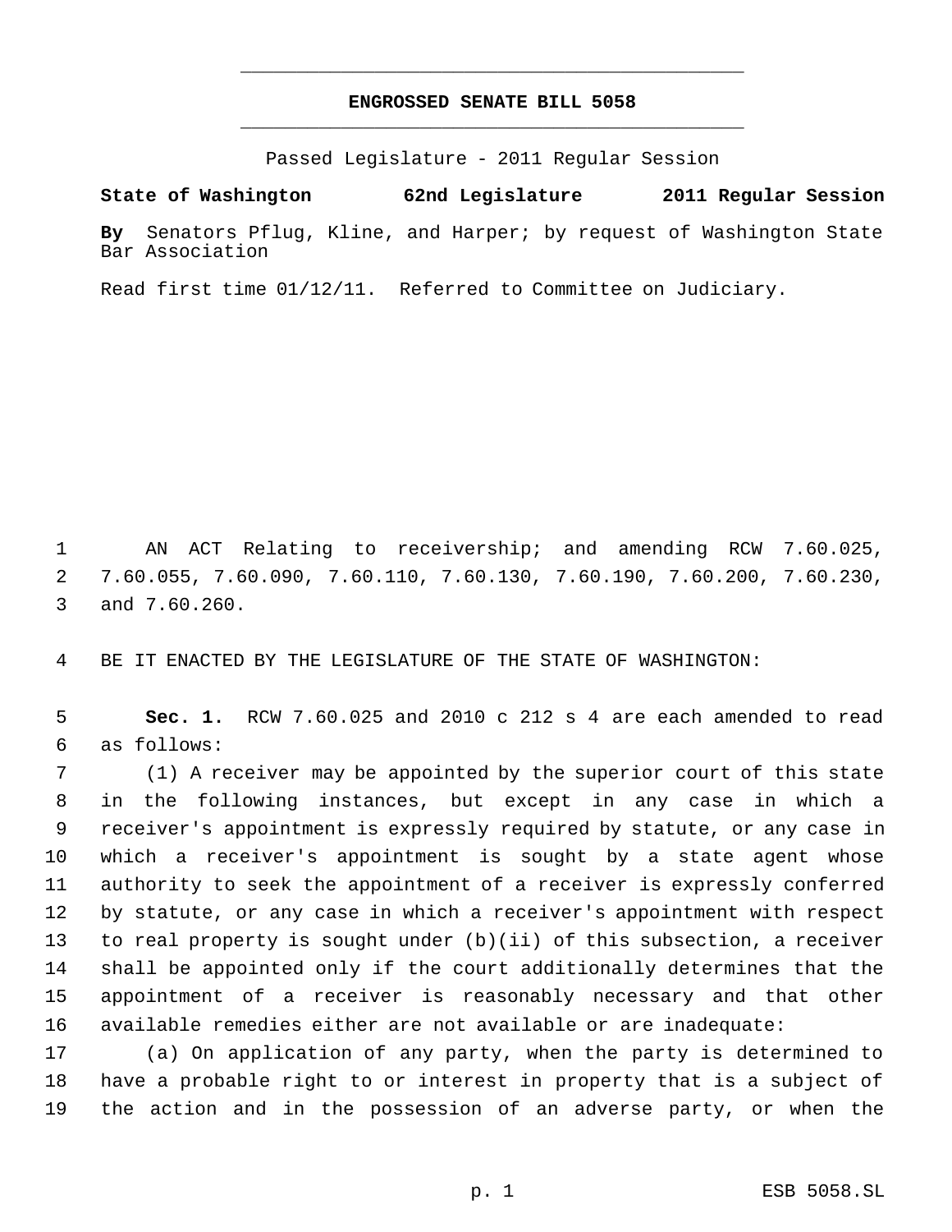# ENGROSSED SENATE BILL 5058

Passed Legislature - 2011 Regular Session

**State of Washington 62nd Legislature 2011 Regular Session**

**By** Senators Pflug, Kline, and Harper; by request of Washington State Bar Association

Read first time 01/12/11. Referred to Committee on Judiciary.

AN ACT Relating to receivership; and amending RCW 7.60.025, 7.60.055, 7.60.090, 7.60.110, 7.60.130, 7.60.190, 7.60.200, 7.60.230, and 7.60.260.

BE IT ENACTED BY THE LEGISLATURE OF THE STATE OF WASHINGTON:

**Sec. 1.** RCW 7.60.025 and 2010 c 212 s 4 are each amended to read as follows:

(1) A receiver may be appointed by the superior court of this state in the following instances, but except in any case in which a receiver's appointment is expressly required by statute, or any case in which a receiver's appointment is sought by a state agent whose authority to seek the appointment of a receiver is expressly conferred by statute, or any case in which a receiver's appointment with respect to real property is sought under (b)(ii) of this subsection, a receiver shall be appointed only if the court additionally determines that the appointment of a receiver is reasonably necessary and that other available remedies either are not available or are inadequate:

(a) On application of any party, when the party is determined to have a probable right to or interest in property that is a subject of the action and in the possession of an adverse party, or when the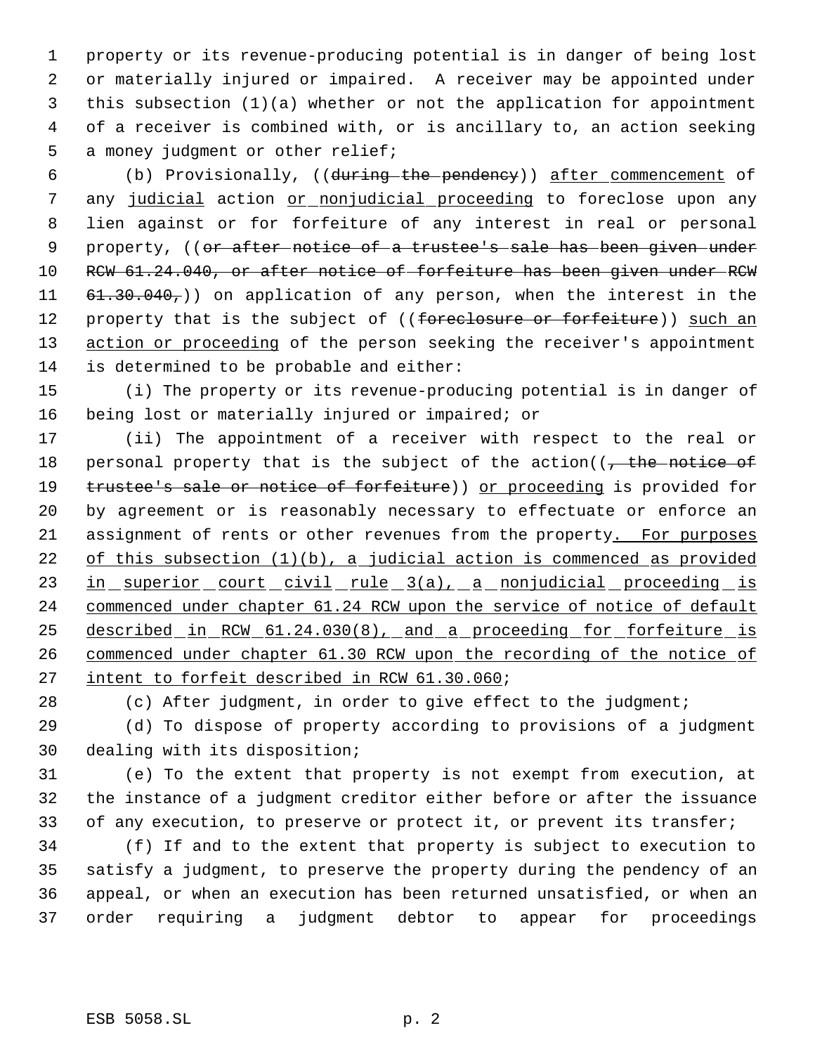property or its revenue-producing potential is in danger of being lost or materially injured or impaired. A receiver may be appointed under this subsection (1)(a) whether or not the application for appointment of a receiver is combined with, or is ancillary to, an action seeking a money judgment or other relief;

(b) Provisionally, ((~~during the pendency~~)) <u>after commencement</u> of any <u>judicial</u> action <u>or nonjudicial proceeding</u> to foreclose upon any lien against or for forfeiture of any interest in real or personal property, ((~~or after notice of a trustee's sale has been given under RCW 61.24.040, or after notice of forfeiture has been given under RCW 61.30.040,~~)) on application of any person, when the interest in the property that is the subject of ((~~foreclosure or forfeiture~~)) <u>such an action or proceeding</u> of the person seeking the receiver's appointment is determined to be probable and either:

(i) The property or its revenue-producing potential is in danger of being lost or materially injured or impaired; or

(ii) The appointment of a receiver with respect to the real or personal property that is the subject of the action((~~, the notice of trustee's sale or notice of forfeiture~~)) <u>or proceeding</u> is provided for by agreement or is reasonably necessary to effectuate or enforce an assignment of rents or other revenues from the property<u>. For purposes of this subsection (1)(b), a judicial action is commenced as provided in superior court civil rule 3(a), a nonjudicial proceeding is commenced under chapter 61.24 RCW upon the service of notice of default described in RCW 61.24.030(8), and a proceeding for forfeiture is commenced under chapter 61.30 RCW upon the recording of the notice of intent to forfeit described in RCW 61.30.060</u>;

(c) After judgment, in order to give effect to the judgment;

(d) To dispose of property according to provisions of a judgment dealing with its disposition;

(e) To the extent that property is not exempt from execution, at the instance of a judgment creditor either before or after the issuance of any execution, to preserve or protect it, or prevent its transfer;

(f) If and to the extent that property is subject to execution to satisfy a judgment, to preserve the property during the pendency of an appeal, or when an execution has been returned unsatisfied, or when an order requiring a judgment debtor to appear for proceedings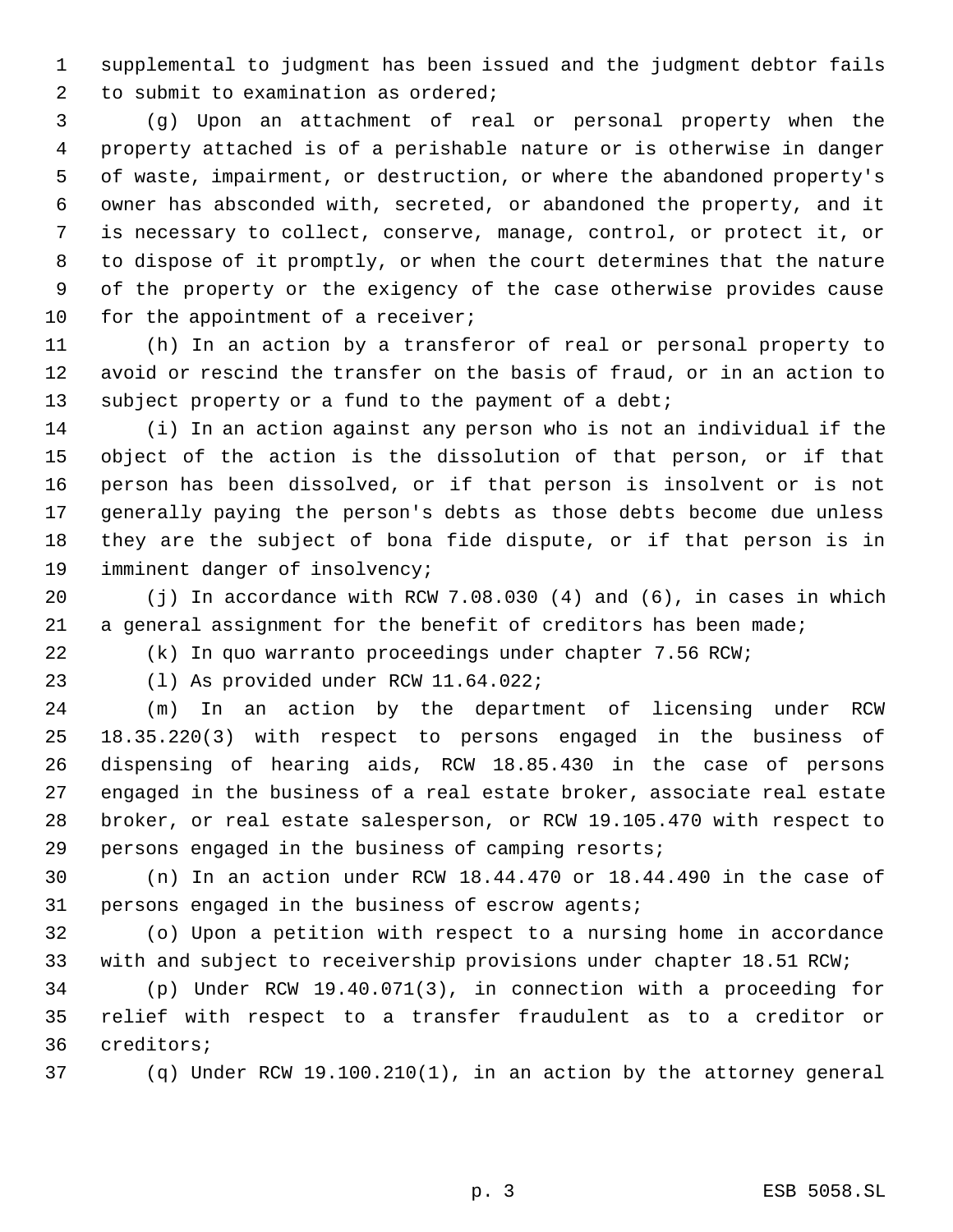supplemental to judgment has been issued and the judgment debtor fails to submit to examination as ordered;

(g) Upon an attachment of real or personal property when the property attached is of a perishable nature or is otherwise in danger of waste, impairment, or destruction, or where the abandoned property's owner has absconded with, secreted, or abandoned the property, and it is necessary to collect, conserve, manage, control, or protect it, or to dispose of it promptly, or when the court determines that the nature of the property or the exigency of the case otherwise provides cause for the appointment of a receiver;

(h) In an action by a transferor of real or personal property to avoid or rescind the transfer on the basis of fraud, or in an action to subject property or a fund to the payment of a debt;

(i) In an action against any person who is not an individual if the object of the action is the dissolution of that person, or if that person has been dissolved, or if that person is insolvent or is not generally paying the person's debts as those debts become due unless they are the subject of bona fide dispute, or if that person is in imminent danger of insolvency;

(j) In accordance with RCW 7.08.030 (4) and (6), in cases in which a general assignment for the benefit of creditors has been made;

(k) In quo warranto proceedings under chapter 7.56 RCW;

(l) As provided under RCW 11.64.022;

(m) In an action by the department of licensing under RCW 18.35.220(3) with respect to persons engaged in the business of dispensing of hearing aids, RCW 18.85.430 in the case of persons engaged in the business of a real estate broker, associate real estate broker, or real estate salesperson, or RCW 19.105.470 with respect to persons engaged in the business of camping resorts;

(n) In an action under RCW 18.44.470 or 18.44.490 in the case of persons engaged in the business of escrow agents;

(o) Upon a petition with respect to a nursing home in accordance with and subject to receivership provisions under chapter 18.51 RCW;

(p) Under RCW 19.40.071(3), in connection with a proceeding for relief with respect to a transfer fraudulent as to a creditor or creditors;

(q) Under RCW 19.100.210(1), in an action by the attorney general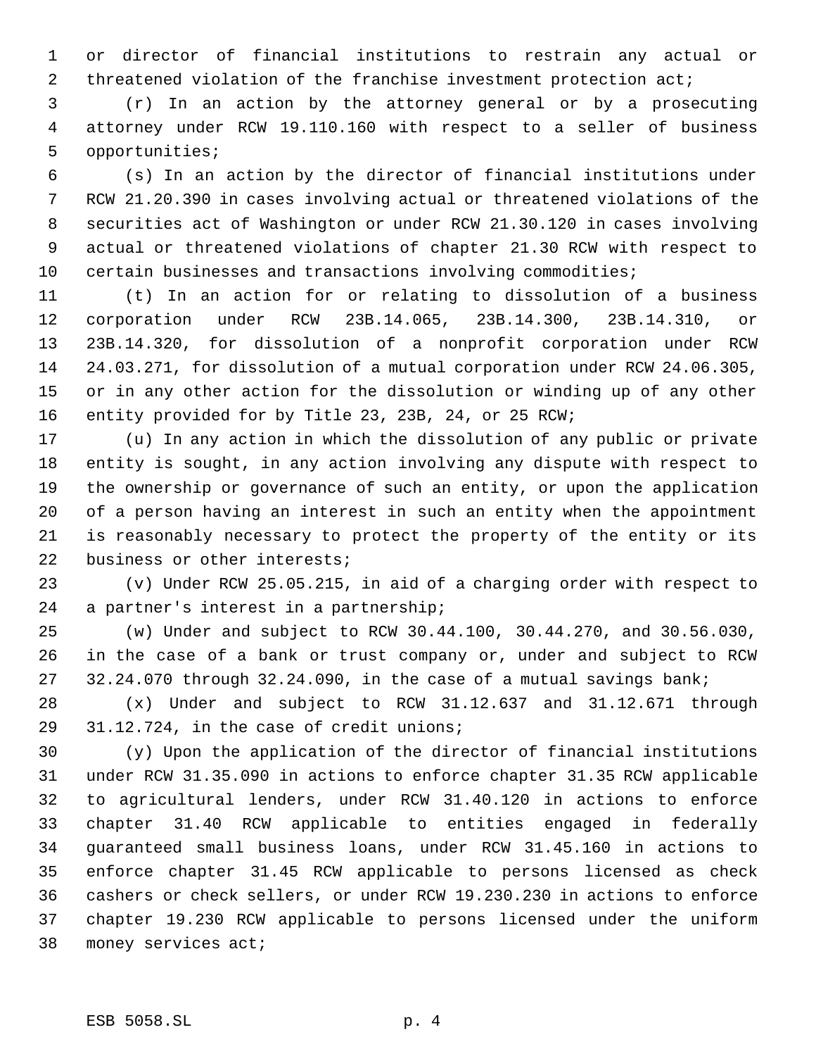or director of financial institutions to restrain any actual or threatened violation of the franchise investment protection act;

(r) In an action by the attorney general or by a prosecuting attorney under RCW 19.110.160 with respect to a seller of business opportunities;

(s) In an action by the director of financial institutions under RCW 21.20.390 in cases involving actual or threatened violations of the securities act of Washington or under RCW 21.30.120 in cases involving actual or threatened violations of chapter 21.30 RCW with respect to certain businesses and transactions involving commodities;

(t) In an action for or relating to dissolution of a business corporation under RCW 23B.14.065, 23B.14.300, 23B.14.310, or 23B.14.320, for dissolution of a nonprofit corporation under RCW 24.03.271, for dissolution of a mutual corporation under RCW 24.06.305, or in any other action for the dissolution or winding up of any other entity provided for by Title 23, 23B, 24, or 25 RCW;

(u) In any action in which the dissolution of any public or private entity is sought, in any action involving any dispute with respect to the ownership or governance of such an entity, or upon the application of a person having an interest in such an entity when the appointment is reasonably necessary to protect the property of the entity or its business or other interests;

(v) Under RCW 25.05.215, in aid of a charging order with respect to a partner's interest in a partnership;

(w) Under and subject to RCW 30.44.100, 30.44.270, and 30.56.030, in the case of a bank or trust company or, under and subject to RCW 32.24.070 through 32.24.090, in the case of a mutual savings bank;

(x) Under and subject to RCW 31.12.637 and 31.12.671 through 31.12.724, in the case of credit unions;

(y) Upon the application of the director of financial institutions under RCW 31.35.090 in actions to enforce chapter 31.35 RCW applicable to agricultural lenders, under RCW 31.40.120 in actions to enforce chapter 31.40 RCW applicable to entities engaged in federally guaranteed small business loans, under RCW 31.45.160 in actions to enforce chapter 31.45 RCW applicable to persons licensed as check cashers or check sellers, or under RCW 19.230.230 in actions to enforce chapter 19.230 RCW applicable to persons licensed under the uniform money services act;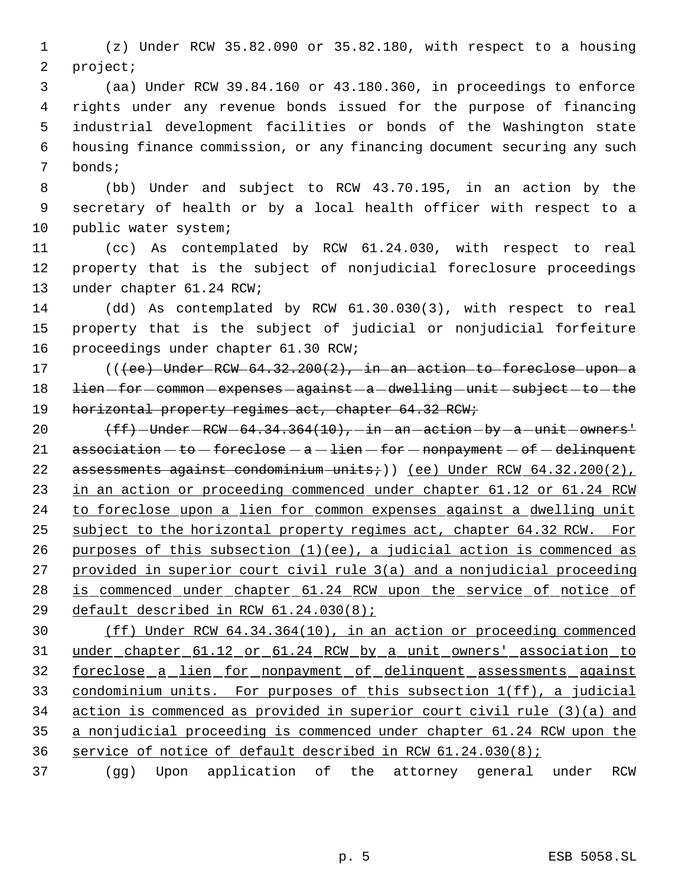(z) Under RCW 35.82.090 or 35.82.180, with respect to a housing project;

(aa) Under RCW 39.84.160 or 43.180.360, in proceedings to enforce rights under any revenue bonds issued for the purpose of financing industrial development facilities or bonds of the Washington state housing finance commission, or any financing document securing any such bonds;

(bb) Under and subject to RCW 43.70.195, in an action by the secretary of health or by a local health officer with respect to a public water system;

(cc) As contemplated by RCW 61.24.030, with respect to real property that is the subject of nonjudicial foreclosure proceedings under chapter 61.24 RCW;

(dd) As contemplated by RCW 61.30.030(3), with respect to real property that is the subject of judicial or nonjudicial forfeiture proceedings under chapter 61.30 RCW;

((~~(ee) Under RCW 64.32.200(2), in an action to foreclose upon a lien for common expenses against a dwelling unit subject to the horizontal property regimes act, chapter 64.32 RCW;~~

~~(ff) Under RCW 64.34.364(10), in an action by a unit owners' association to foreclose a lien for nonpayment of delinquent assessments against condominium units;~~)) <u>(ee) Under RCW 64.32.200(2), in an action or proceeding commenced under chapter 61.12 or 61.24 RCW to foreclose upon a lien for common expenses against a dwelling unit subject to the horizontal property regimes act, chapter 64.32 RCW. For purposes of this subsection (1)(ee), a judicial action is commenced as provided in superior court civil rule 3(a) and a nonjudicial proceeding is commenced under chapter 61.24 RCW upon the service of notice of default described in RCW 61.24.030(8);</u>

<u>(ff) Under RCW 64.34.364(10), in an action or proceeding commenced under chapter 61.12 or 61.24 RCW by a unit owners' association to foreclose a lien for nonpayment of delinquent assessments against condominium units. For purposes of this subsection 1(ff), a judicial action is commenced as provided in superior court civil rule (3)(a) and a nonjudicial proceeding is commenced under chapter 61.24 RCW upon the service of notice of default described in RCW 61.24.030(8);</u>

(gg) Upon application of the attorney general under RCW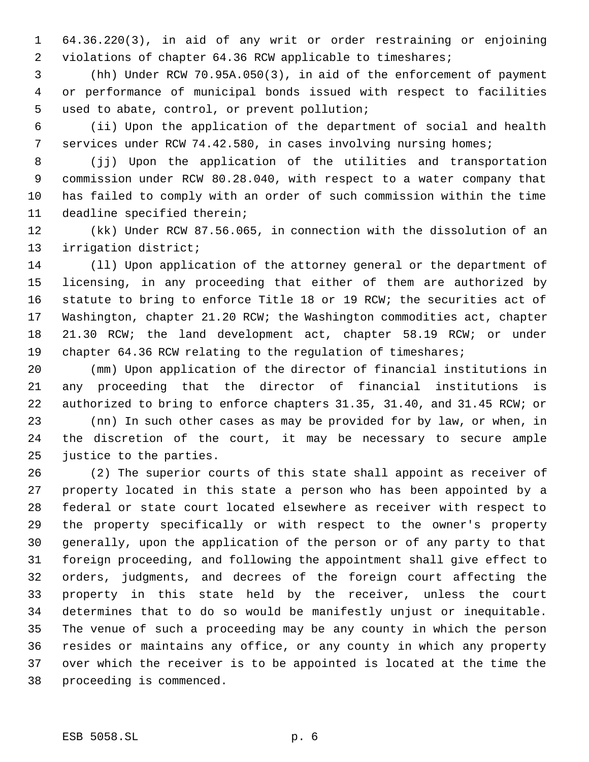64.36.220(3), in aid of any writ or order restraining or enjoining violations of chapter 64.36 RCW applicable to timeshares;

(hh) Under RCW 70.95A.050(3), in aid of the enforcement of payment or performance of municipal bonds issued with respect to facilities used to abate, control, or prevent pollution;

(ii) Upon the application of the department of social and health services under RCW 74.42.580, in cases involving nursing homes;

(jj) Upon the application of the utilities and transportation commission under RCW 80.28.040, with respect to a water company that has failed to comply with an order of such commission within the time deadline specified therein;

(kk) Under RCW 87.56.065, in connection with the dissolution of an irrigation district;

(ll) Upon application of the attorney general or the department of licensing, in any proceeding that either of them are authorized by statute to bring to enforce Title 18 or 19 RCW; the securities act of Washington, chapter 21.20 RCW; the Washington commodities act, chapter 21.30 RCW; the land development act, chapter 58.19 RCW; or under chapter 64.36 RCW relating to the regulation of timeshares;

(mm) Upon application of the director of financial institutions in any proceeding that the director of financial institutions is authorized to bring to enforce chapters 31.35, 31.40, and 31.45 RCW; or

(nn) In such other cases as may be provided for by law, or when, in the discretion of the court, it may be necessary to secure ample justice to the parties.

(2) The superior courts of this state shall appoint as receiver of property located in this state a person who has been appointed by a federal or state court located elsewhere as receiver with respect to the property specifically or with respect to the owner's property generally, upon the application of the person or of any party to that foreign proceeding, and following the appointment shall give effect to orders, judgments, and decrees of the foreign court affecting the property in this state held by the receiver, unless the court determines that to do so would be manifestly unjust or inequitable. The venue of such a proceeding may be any county in which the person resides or maintains any office, or any county in which any property over which the receiver is to be appointed is located at the time the proceeding is commenced.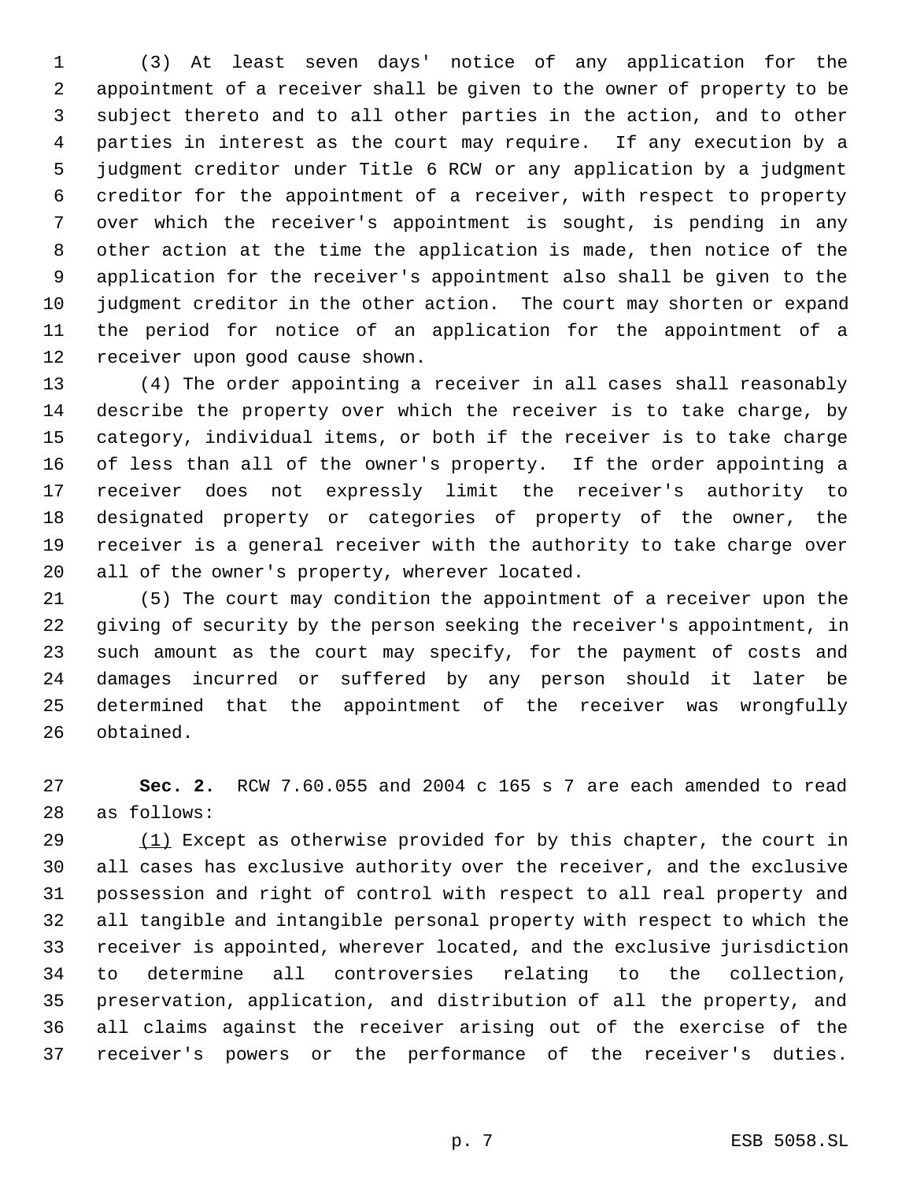(3) At least seven days' notice of any application for the appointment of a receiver shall be given to the owner of property to be subject thereto and to all other parties in the action, and to other parties in interest as the court may require. If any execution by a judgment creditor under Title 6 RCW or any application by a judgment creditor for the appointment of a receiver, with respect to property over which the receiver's appointment is sought, is pending in any other action at the time the application is made, then notice of the application for the receiver's appointment also shall be given to the judgment creditor in the other action. The court may shorten or expand the period for notice of an application for the appointment of a receiver upon good cause shown.

(4) The order appointing a receiver in all cases shall reasonably describe the property over which the receiver is to take charge, by category, individual items, or both if the receiver is to take charge of less than all of the owner's property. If the order appointing a receiver does not expressly limit the receiver's authority to designated property or categories of property of the owner, the receiver is a general receiver with the authority to take charge over all of the owner's property, wherever located.

(5) The court may condition the appointment of a receiver upon the giving of security by the person seeking the receiver's appointment, in such amount as the court may specify, for the payment of costs and damages incurred or suffered by any person should it later be determined that the appointment of the receiver was wrongfully obtained.

**Sec. 2.** RCW 7.60.055 and 2004 c 165 s 7 are each amended to read as follows:

<u>(1)</u> Except as otherwise provided for by this chapter, the court in all cases has exclusive authority over the receiver, and the exclusive possession and right of control with respect to all real property and all tangible and intangible personal property with respect to which the receiver is appointed, wherever located, and the exclusive jurisdiction to determine all controversies relating to the collection, preservation, application, and distribution of all the property, and all claims against the receiver arising out of the exercise of the receiver's powers or the performance of the receiver's duties.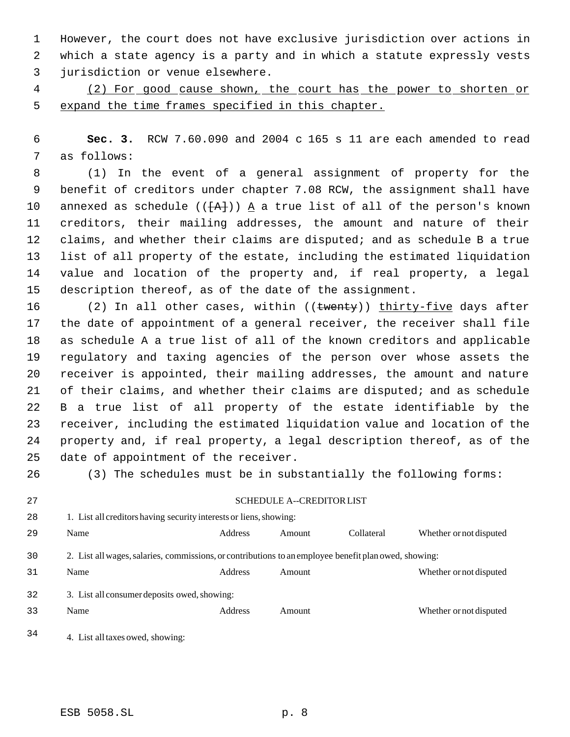However, the court does not have exclusive jurisdiction over actions in which a state agency is a party and in which a statute expressly vests jurisdiction or venue elsewhere.

(2) For good cause shown, the court has the power to shorten or expand the time frames specified in this chapter.

**Sec. 3.** RCW 7.60.090 and 2004 c 165 s 11 are each amended to read as follows:

(1) In the event of a general assignment of property for the benefit of creditors under chapter 7.08 RCW, the assignment shall have annexed as schedule (([A])) A a true list of all of the person's known creditors, their mailing addresses, the amount and nature of their claims, and whether their claims are disputed; and as schedule B a true list of all property of the estate, including the estimated liquidation value and location of the property and, if real property, a legal description thereof, as of the date of the assignment.

(2) In all other cases, within ((twenty)) thirty-five days after the date of appointment of a general receiver, the receiver shall file as schedule A a true list of all of the known creditors and applicable regulatory and taxing agencies of the person over whose assets the receiver is appointed, their mailing addresses, the amount and nature of their claims, and whether their claims are disputed; and as schedule B a true list of all property of the estate identifiable by the receiver, including the estimated liquidation value and location of the property and, if real property, a legal description thereof, as of the date of appointment of the receiver.

(3) The schedules must be in substantially the following forms:

SCHEDULE A--CREDITOR LIST

1. List all creditors having security interests or liens, showing:

| Name | Address | Amount | Collateral | Whether or not disputed |
|---|---|---|---|---|

2. List all wages, salaries, commissions, or contributions to an employee benefit plan owed, showing:

| Name | Address | Amount | Whether or not disputed |
|---|---|---|---|

3. List all consumer deposits owed, showing:

| Name | Address | Amount | Whether or not disputed |
|---|---|---|---|

4. List all taxes owed, showing: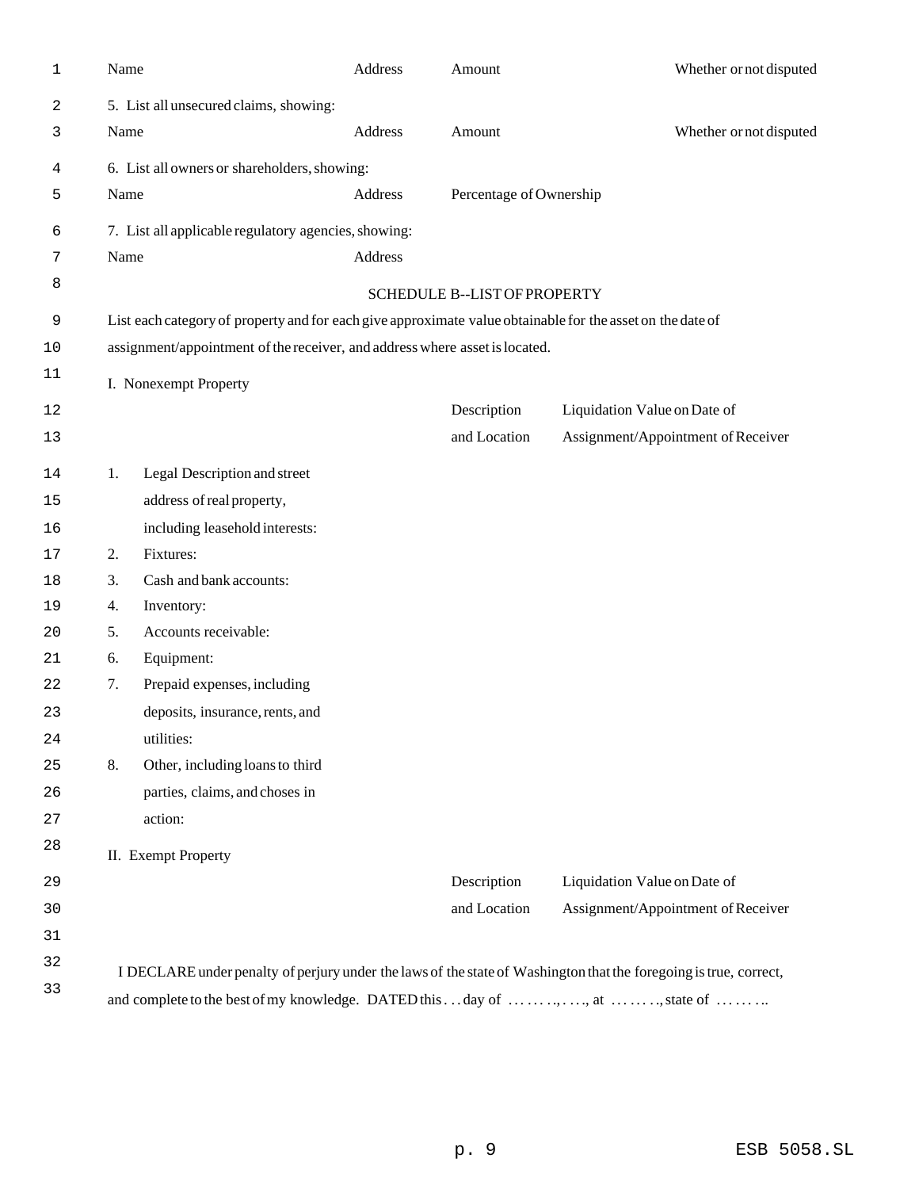| Name | Address | Amount | Whether or not disputed |
|---|---|---|---|

5. List all unsecured claims, showing:

| Name | Address | Amount | Whether or not disputed |
|---|---|---|---|

6. List all owners or shareholders, showing:

| Name | Address | Percentage of Ownership |
|---|---|---|

7. List all applicable regulatory agencies, showing:

| Name | Address |
|---|---|

SCHEDULE B--LIST OF PROPERTY

List each category of property and for each give approximate value obtainable for the asset on the date of assignment/appointment of the receiver, and address where asset is located.

I. Nonexempt Property

| | Description and Location | Liquidation Value on Date of Assignment/Appointment of Receiver |
|---|---|---|
| 1. Legal Description and street address of real property, including leasehold interests: | | |
| 2. Fixtures: | | |
| 3. Cash and bank accounts: | | |
| 4. Inventory: | | |
| 5. Accounts receivable: | | |
| 6. Equipment: | | |
| 7. Prepaid expenses, including deposits, insurance, rents, and utilities: | | |
| 8. Other, including loans to third parties, claims, and choses in action: | | |

II. Exempt Property

| Description and Location | Liquidation Value on Date of Assignment/Appointment of Receiver |
|---|---|

I DECLARE under penalty of perjury under the laws of the state of Washington that the foregoing is true, correct, and complete to the best of my knowledge. DATED this . . . day of . . . . . . . ., . . . ., at . . . . . . . ., state of . . . . . . . ..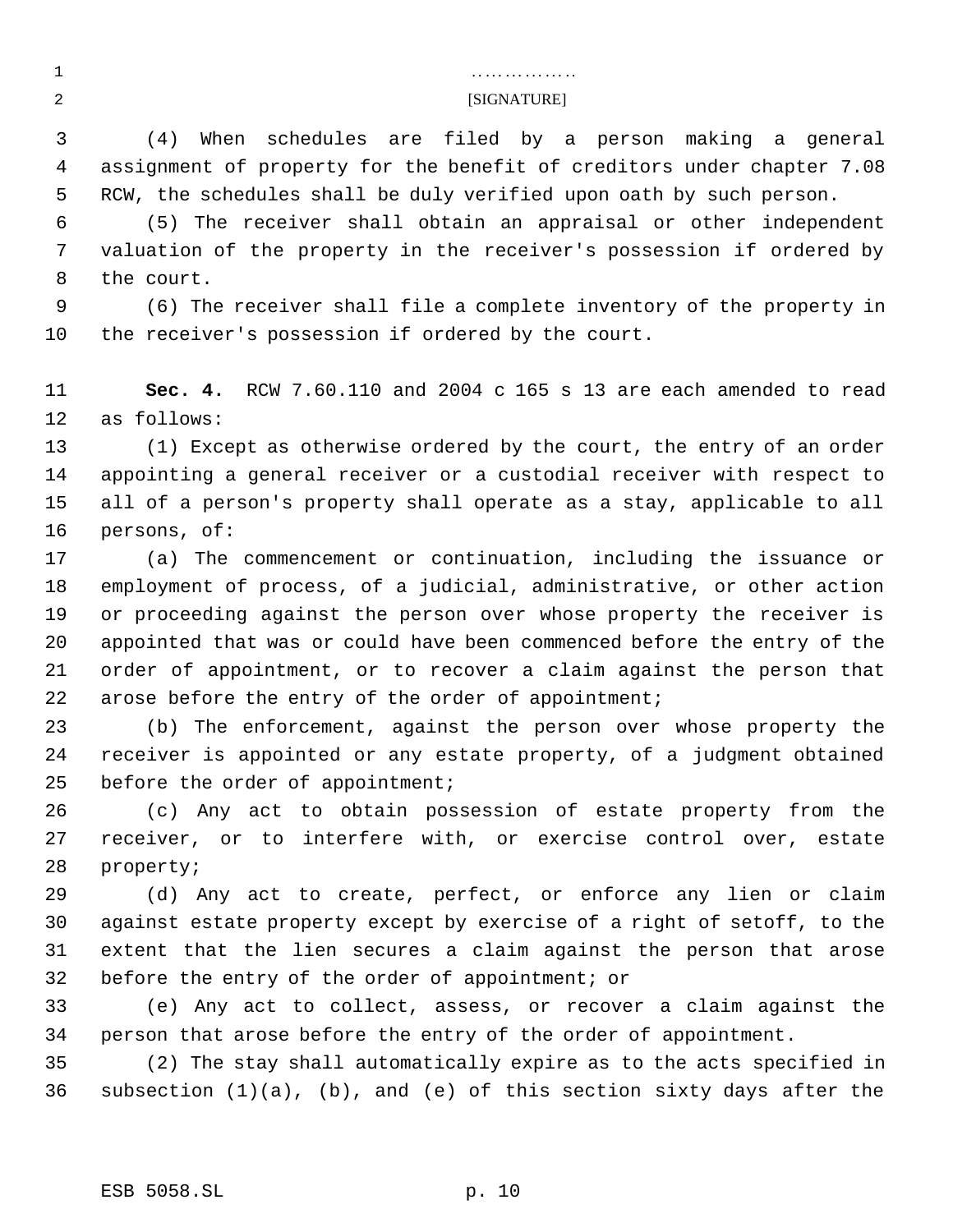. . . . . . . . . . . . . . . .

[SIGNATURE]

(4) When schedules are filed by a person making a general assignment of property for the benefit of creditors under chapter 7.08 RCW, the schedules shall be duly verified upon oath by such person.

(5) The receiver shall obtain an appraisal or other independent valuation of the property in the receiver's possession if ordered by the court.

(6) The receiver shall file a complete inventory of the property in the receiver's possession if ordered by the court.

**Sec. 4.** RCW 7.60.110 and 2004 c 165 s 13 are each amended to read as follows:

(1) Except as otherwise ordered by the court, the entry of an order appointing a general receiver or a custodial receiver with respect to all of a person's property shall operate as a stay, applicable to all persons, of:

(a) The commencement or continuation, including the issuance or employment of process, of a judicial, administrative, or other action or proceeding against the person over whose property the receiver is appointed that was or could have been commenced before the entry of the order of appointment, or to recover a claim against the person that arose before the entry of the order of appointment;

(b) The enforcement, against the person over whose property the receiver is appointed or any estate property, of a judgment obtained before the order of appointment;

(c) Any act to obtain possession of estate property from the receiver, or to interfere with, or exercise control over, estate property;

(d) Any act to create, perfect, or enforce any lien or claim against estate property except by exercise of a right of setoff, to the extent that the lien secures a claim against the person that arose before the entry of the order of appointment; or

(e) Any act to collect, assess, or recover a claim against the person that arose before the entry of the order of appointment.

(2) The stay shall automatically expire as to the acts specified in subsection (1)(a), (b), and (e) of this section sixty days after the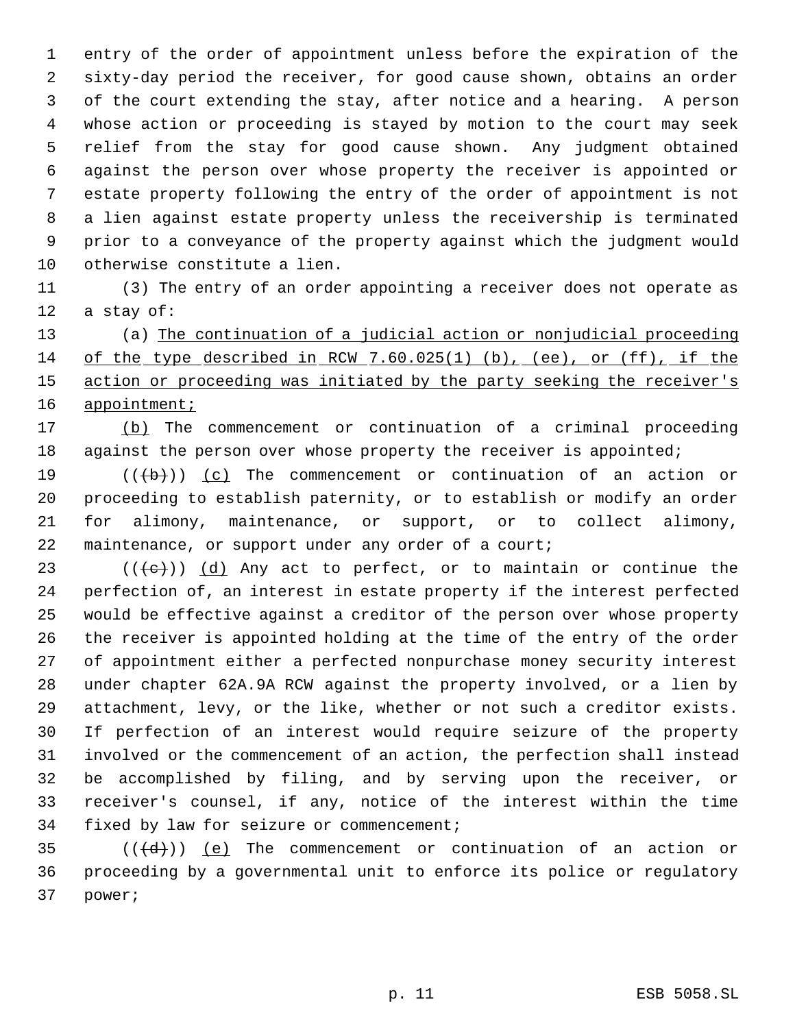entry of the order of appointment unless before the expiration of the sixty-day period the receiver, for good cause shown, obtains an order of the court extending the stay, after notice and a hearing. A person whose action or proceeding is stayed by motion to the court may seek relief from the stay for good cause shown. Any judgment obtained against the person over whose property the receiver is appointed or estate property following the entry of the order of appointment is not a lien against estate property unless the receivership is terminated prior to a conveyance of the property against which the judgment would otherwise constitute a lien.

(3) The entry of an order appointing a receiver does not operate as a stay of:

(a) The continuation of a judicial action or nonjudicial proceeding of the type described in RCW 7.60.025(1) (b), (ee), or (ff), if the action or proceeding was initiated by the party seeking the receiver's appointment;

(b) The commencement or continuation of a criminal proceeding against the person over whose property the receiver is appointed;

(((b))) (c) The commencement or continuation of an action or proceeding to establish paternity, or to establish or modify an order for alimony, maintenance, or support, or to collect alimony, maintenance, or support under any order of a court;

(((c))) (d) Any act to perfect, or to maintain or continue the perfection of, an interest in estate property if the interest perfected would be effective against a creditor of the person over whose property the receiver is appointed holding at the time of the entry of the order of appointment either a perfected nonpurchase money security interest under chapter 62A.9A RCW against the property involved, or a lien by attachment, levy, or the like, whether or not such a creditor exists. If perfection of an interest would require seizure of the property involved or the commencement of an action, the perfection shall instead be accomplished by filing, and by serving upon the receiver, or receiver's counsel, if any, notice of the interest within the time fixed by law for seizure or commencement;

(((d))) (e) The commencement or continuation of an action or proceeding by a governmental unit to enforce its police or regulatory power;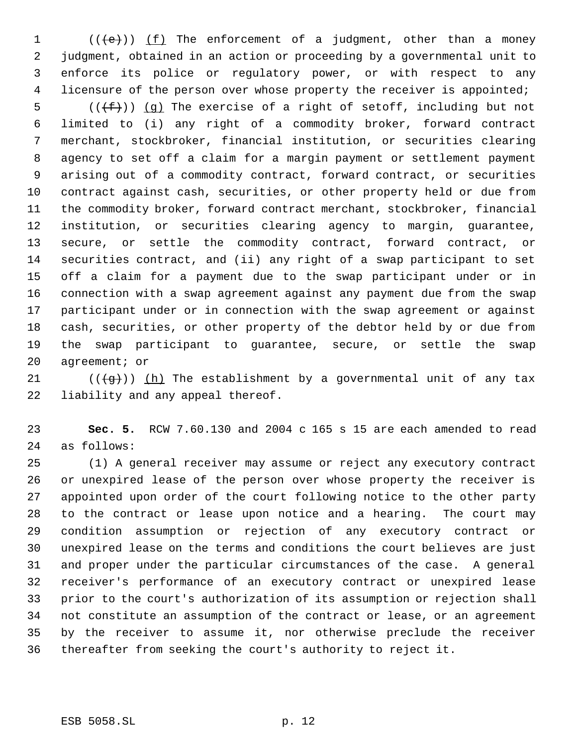(((e))) (f) The enforcement of a judgment, other than a money judgment, obtained in an action or proceeding by a governmental unit to enforce its police or regulatory power, or with respect to any licensure of the person over whose property the receiver is appointed;

(((f))) (g) The exercise of a right of setoff, including but not limited to (i) any right of a commodity broker, forward contract merchant, stockbroker, financial institution, or securities clearing agency to set off a claim for a margin payment or settlement payment arising out of a commodity contract, forward contract, or securities contract against cash, securities, or other property held or due from the commodity broker, forward contract merchant, stockbroker, financial institution, or securities clearing agency to margin, guarantee, secure, or settle the commodity contract, forward contract, or securities contract, and (ii) any right of a swap participant to set off a claim for a payment due to the swap participant under or in connection with a swap agreement against any payment due from the swap participant under or in connection with the swap agreement or against cash, securities, or other property of the debtor held by or due from the swap participant to guarantee, secure, or settle the swap agreement; or

(((g))) (h) The establishment by a governmental unit of any tax liability and any appeal thereof.

**Sec. 5.** RCW 7.60.130 and 2004 c 165 s 15 are each amended to read as follows:

(1) A general receiver may assume or reject any executory contract or unexpired lease of the person over whose property the receiver is appointed upon order of the court following notice to the other party to the contract or lease upon notice and a hearing. The court may condition assumption or rejection of any executory contract or unexpired lease on the terms and conditions the court believes are just and proper under the particular circumstances of the case. A general receiver's performance of an executory contract or unexpired lease prior to the court's authorization of its assumption or rejection shall not constitute an assumption of the contract or lease, or an agreement by the receiver to assume it, nor otherwise preclude the receiver thereafter from seeking the court's authority to reject it.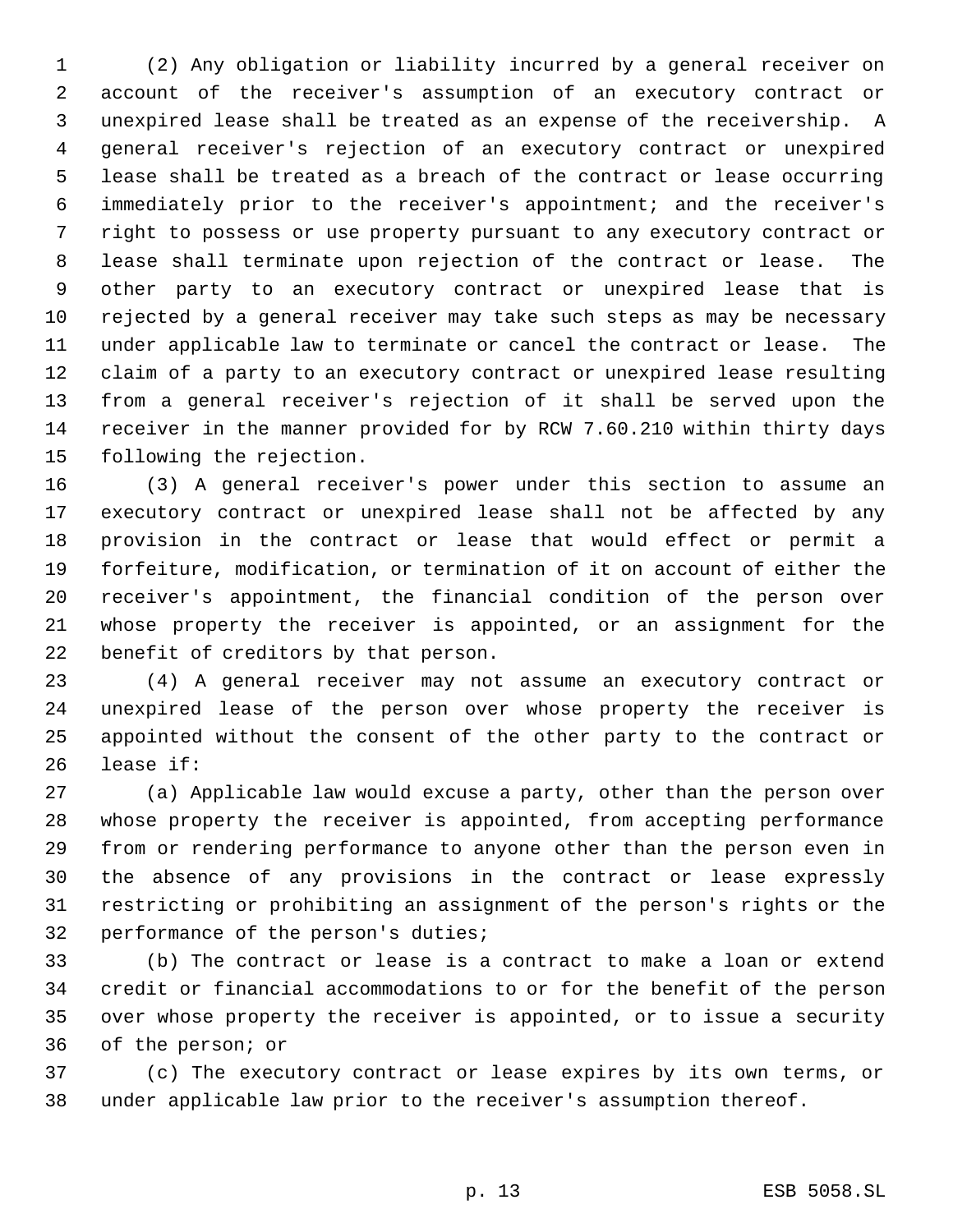(2) Any obligation or liability incurred by a general receiver on account of the receiver's assumption of an executory contract or unexpired lease shall be treated as an expense of the receivership. A general receiver's rejection of an executory contract or unexpired lease shall be treated as a breach of the contract or lease occurring immediately prior to the receiver's appointment; and the receiver's right to possess or use property pursuant to any executory contract or lease shall terminate upon rejection of the contract or lease. The other party to an executory contract or unexpired lease that is rejected by a general receiver may take such steps as may be necessary under applicable law to terminate or cancel the contract or lease. The claim of a party to an executory contract or unexpired lease resulting from a general receiver's rejection of it shall be served upon the receiver in the manner provided for by RCW 7.60.210 within thirty days following the rejection.

(3) A general receiver's power under this section to assume an executory contract or unexpired lease shall not be affected by any provision in the contract or lease that would effect or permit a forfeiture, modification, or termination of it on account of either the receiver's appointment, the financial condition of the person over whose property the receiver is appointed, or an assignment for the benefit of creditors by that person.

(4) A general receiver may not assume an executory contract or unexpired lease of the person over whose property the receiver is appointed without the consent of the other party to the contract or lease if:

(a) Applicable law would excuse a party, other than the person over whose property the receiver is appointed, from accepting performance from or rendering performance to anyone other than the person even in the absence of any provisions in the contract or lease expressly restricting or prohibiting an assignment of the person's rights or the performance of the person's duties;

(b) The contract or lease is a contract to make a loan or extend credit or financial accommodations to or for the benefit of the person over whose property the receiver is appointed, or to issue a security of the person; or

(c) The executory contract or lease expires by its own terms, or under applicable law prior to the receiver's assumption thereof.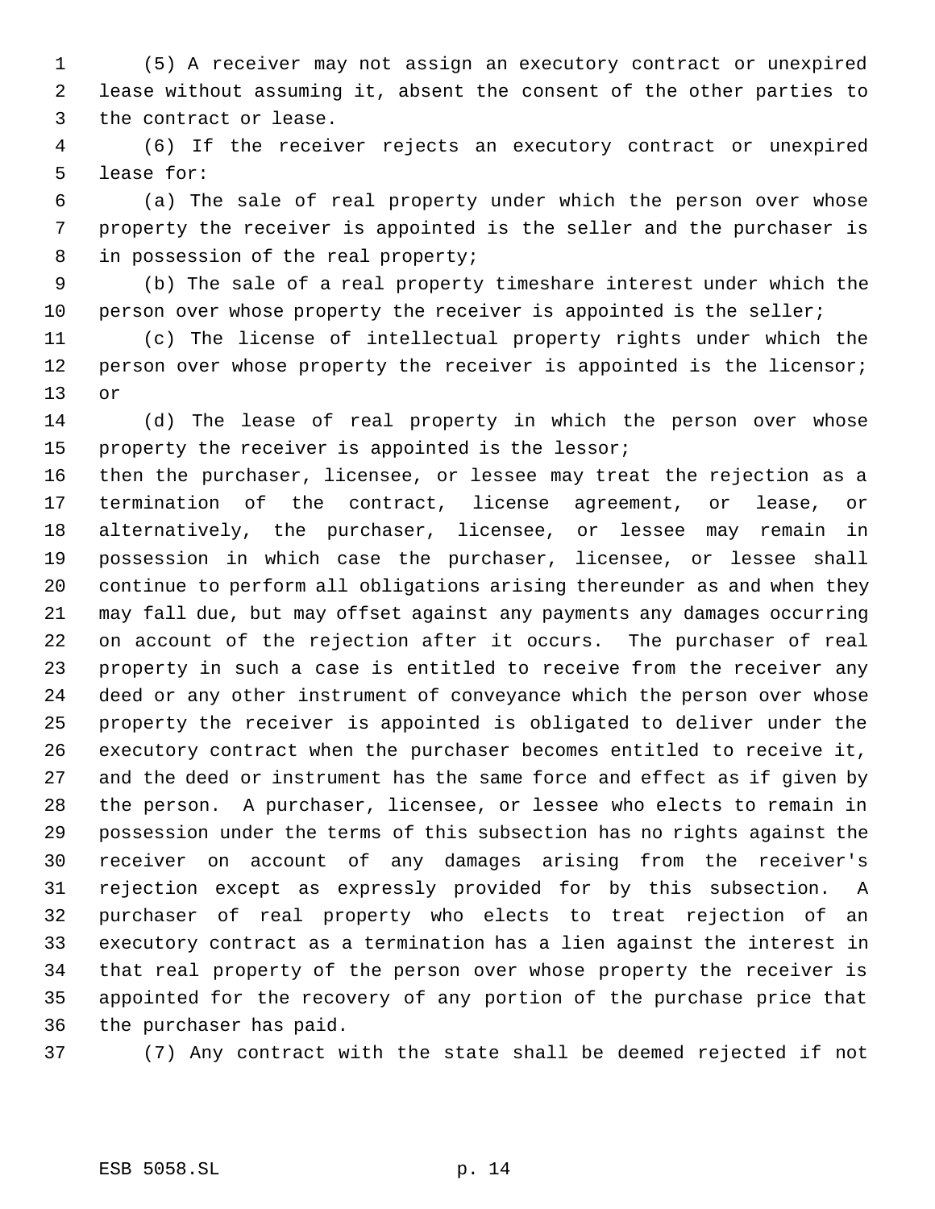(5) A receiver may not assign an executory contract or unexpired lease without assuming it, absent the consent of the other parties to the contract or lease.

(6) If the receiver rejects an executory contract or unexpired lease for:

(a) The sale of real property under which the person over whose property the receiver is appointed is the seller and the purchaser is in possession of the real property;

(b) The sale of a real property timeshare interest under which the person over whose property the receiver is appointed is the seller;

(c) The license of intellectual property rights under which the person over whose property the receiver is appointed is the licensor; or

(d) The lease of real property in which the person over whose property the receiver is appointed is the lessor;

then the purchaser, licensee, or lessee may treat the rejection as a termination of the contract, license agreement, or lease, or alternatively, the purchaser, licensee, or lessee may remain in possession in which case the purchaser, licensee, or lessee shall continue to perform all obligations arising thereunder as and when they may fall due, but may offset against any payments any damages occurring on account of the rejection after it occurs. The purchaser of real property in such a case is entitled to receive from the receiver any deed or any other instrument of conveyance which the person over whose property the receiver is appointed is obligated to deliver under the executory contract when the purchaser becomes entitled to receive it, and the deed or instrument has the same force and effect as if given by the person. A purchaser, licensee, or lessee who elects to remain in possession under the terms of this subsection has no rights against the receiver on account of any damages arising from the receiver's rejection except as expressly provided for by this subsection. A purchaser of real property who elects to treat rejection of an executory contract as a termination has a lien against the interest in that real property of the person over whose property the receiver is appointed for the recovery of any portion of the purchase price that the purchaser has paid.

(7) Any contract with the state shall be deemed rejected if not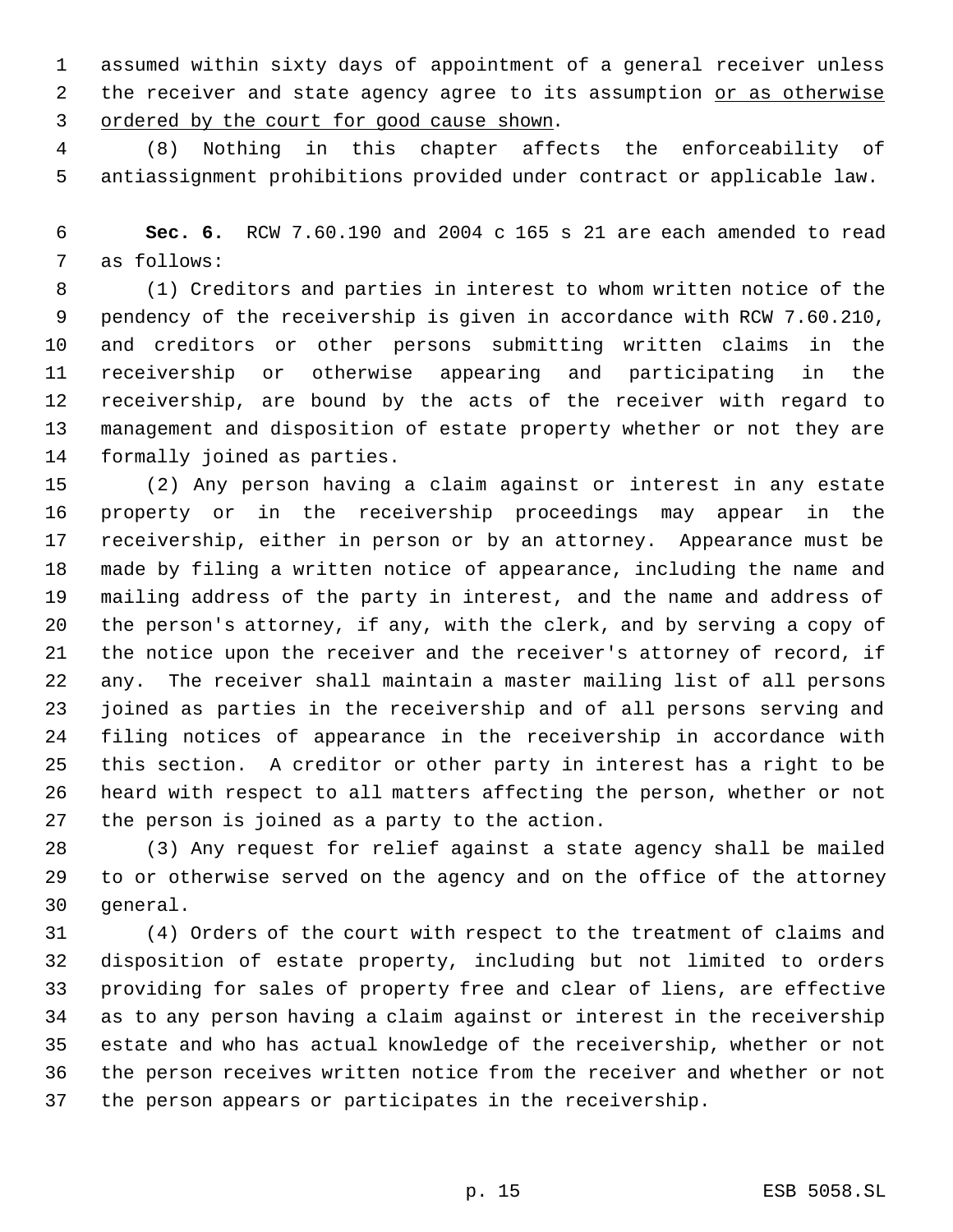assumed within sixty days of appointment of a general receiver unless the receiver and state agency agree to its assumption <u>or as otherwise ordered by the court for good cause shown</u>.

(8) Nothing in this chapter affects the enforceability of antiassignment prohibitions provided under contract or applicable law.

**Sec. 6.** RCW 7.60.190 and 2004 c 165 s 21 are each amended to read as follows:

(1) Creditors and parties in interest to whom written notice of the pendency of the receivership is given in accordance with RCW 7.60.210, and creditors or other persons submitting written claims in the receivership or otherwise appearing and participating in the receivership, are bound by the acts of the receiver with regard to management and disposition of estate property whether or not they are formally joined as parties.

(2) Any person having a claim against or interest in any estate property or in the receivership proceedings may appear in the receivership, either in person or by an attorney. Appearance must be made by filing a written notice of appearance, including the name and mailing address of the party in interest, and the name and address of the person's attorney, if any, with the clerk, and by serving a copy of the notice upon the receiver and the receiver's attorney of record, if any. The receiver shall maintain a master mailing list of all persons joined as parties in the receivership and of all persons serving and filing notices of appearance in the receivership in accordance with this section. A creditor or other party in interest has a right to be heard with respect to all matters affecting the person, whether or not the person is joined as a party to the action.

(3) Any request for relief against a state agency shall be mailed to or otherwise served on the agency and on the office of the attorney general.

(4) Orders of the court with respect to the treatment of claims and disposition of estate property, including but not limited to orders providing for sales of property free and clear of liens, are effective as to any person having a claim against or interest in the receivership estate and who has actual knowledge of the receivership, whether or not the person receives written notice from the receiver and whether or not the person appears or participates in the receivership.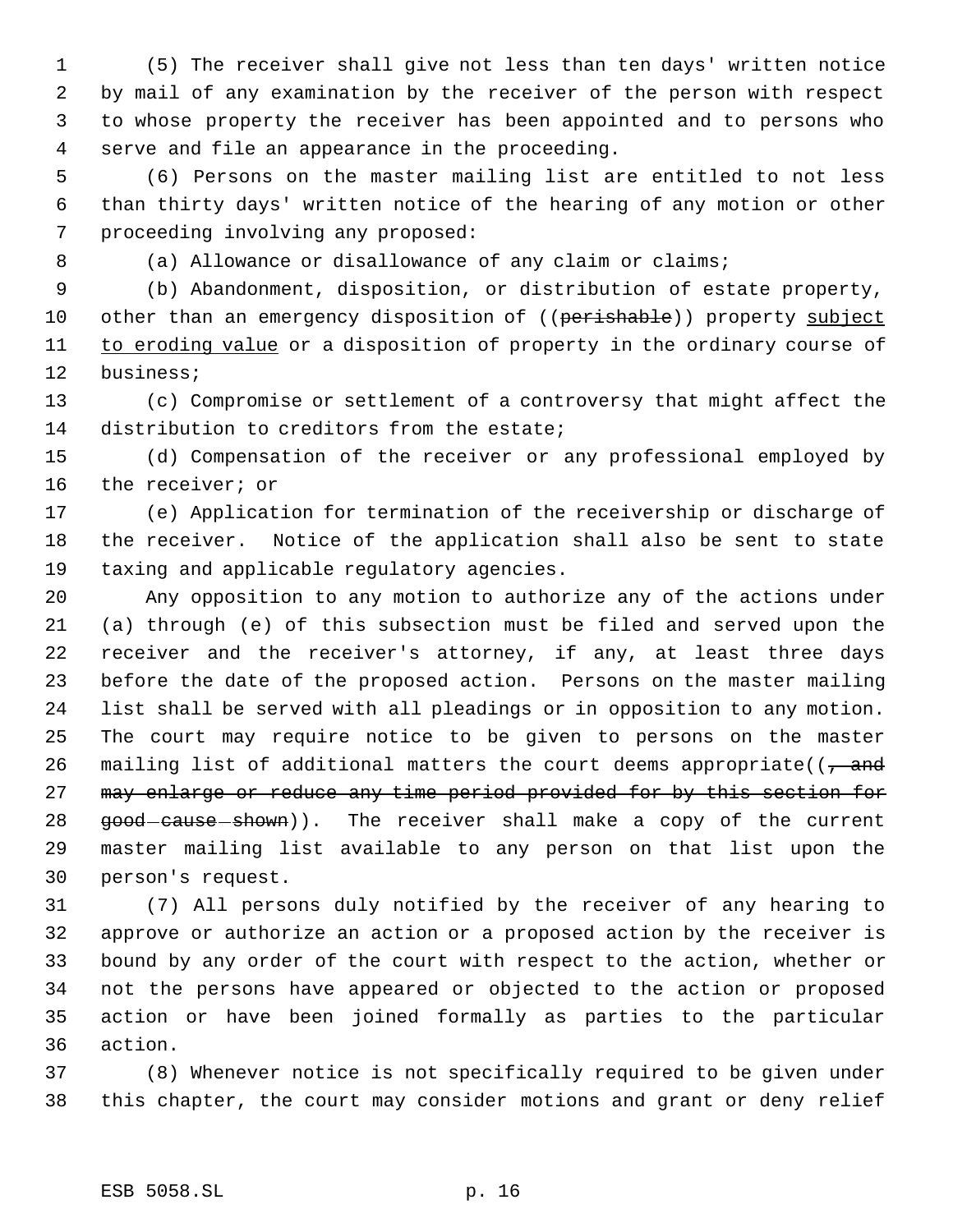(5) The receiver shall give not less than ten days' written notice by mail of any examination by the receiver of the person with respect to whose property the receiver has been appointed and to persons who serve and file an appearance in the proceeding.

(6) Persons on the master mailing list are entitled to not less than thirty days' written notice of the hearing of any motion or other proceeding involving any proposed:

(a) Allowance or disallowance of any claim or claims;

(b) Abandonment, disposition, or distribution of estate property, other than an emergency disposition of ((~~perishable~~)) property <u>subject to eroding value</u> or a disposition of property in the ordinary course of business;

(c) Compromise or settlement of a controversy that might affect the distribution to creditors from the estate;

(d) Compensation of the receiver or any professional employed by the receiver; or

(e) Application for termination of the receivership or discharge of the receiver. Notice of the application shall also be sent to state taxing and applicable regulatory agencies.

Any opposition to any motion to authorize any of the actions under (a) through (e) of this subsection must be filed and served upon the receiver and the receiver's attorney, if any, at least three days before the date of the proposed action. Persons on the master mailing list shall be served with all pleadings or in opposition to any motion. The court may require notice to be given to persons on the master mailing list of additional matters the court deems appropriate((~~, and may enlarge or reduce any time period provided for by this section for good cause shown~~)). The receiver shall make a copy of the current master mailing list available to any person on that list upon the person's request.

(7) All persons duly notified by the receiver of any hearing to approve or authorize an action or a proposed action by the receiver is bound by any order of the court with respect to the action, whether or not the persons have appeared or objected to the action or proposed action or have been joined formally as parties to the particular action.

(8) Whenever notice is not specifically required to be given under this chapter, the court may consider motions and grant or deny relief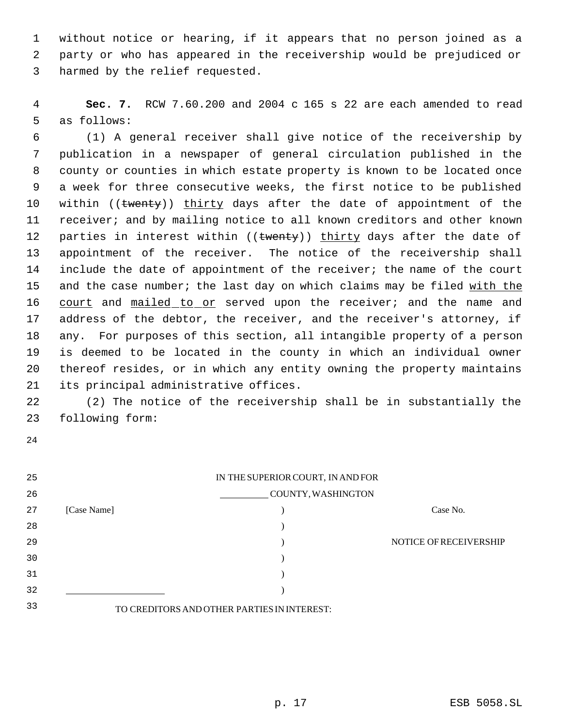without notice or hearing, if it appears that no person joined as a party or who has appeared in the receivership would be prejudiced or harmed by the relief requested.

**Sec. 7.** RCW 7.60.200 and 2004 c 165 s 22 are each amended to read as follows:

(1) A general receiver shall give notice of the receivership by publication in a newspaper of general circulation published in the county or counties in which estate property is known to be located once a week for three consecutive weeks, the first notice to be published within ((~~twenty~~)) <u>thirty</u> days after the date of appointment of the receiver; and by mailing notice to all known creditors and other known parties in interest within ((~~twenty~~)) <u>thirty</u> days after the date of appointment of the receiver. The notice of the receivership shall include the date of appointment of the receiver; the name of the court and the case number; the last day on which claims may be filed <u>with the court</u> and <u>mailed to or</u> served upon the receiver; and the name and address of the debtor, the receiver, and the receiver's attorney, if any. For purposes of this section, all intangible property of a person is deemed to be located in the county in which an individual owner thereof resides, or in which any entity owning the property maintains its principal administrative offices.

(2) The notice of the receivership shall be in substantially the following form:

IN THE SUPERIOR COURT, IN AND FOR

__________ COUNTY, WASHINGTON

| | | |
|---|---|---|
| [Case Name] | ) | Case No. |
| | ) | |
| | ) | NOTICE OF RECEIVERSHIP |
| | ) | |
| | ) | |
| ____________________ | ) | |

TO CREDITORS AND OTHER PARTIES IN INTEREST: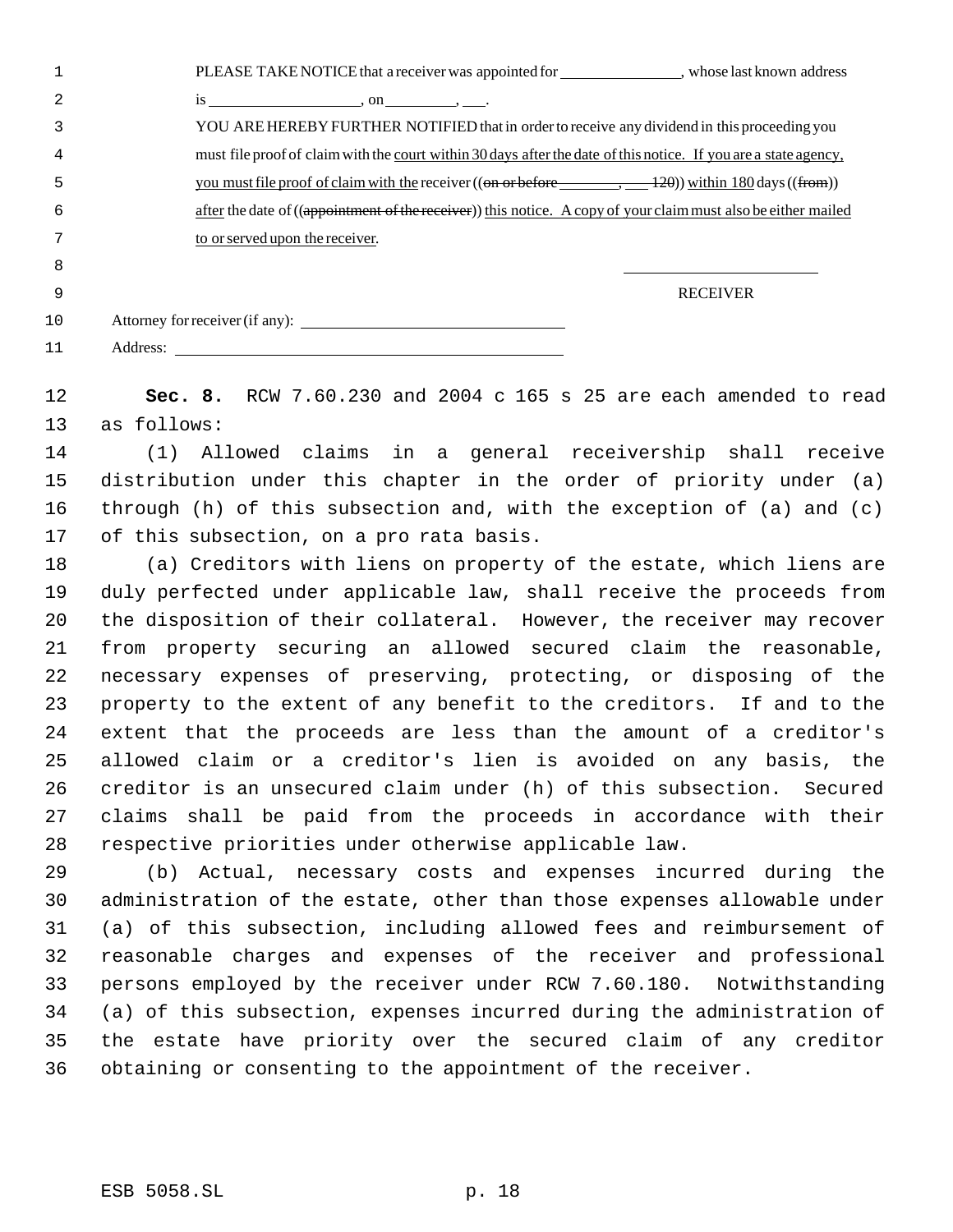PLEASE TAKE NOTICE that a receiver was appointed for \_\_\_\_\_\_\_\_\_\_\_\_\_\_\_, whose last known address is \_\_\_\_\_\_\_\_\_\_\_\_\_\_\_\_\_\_\_, on \_\_\_\_\_\_\_\_\_, \_\_\_.

YOU ARE HEREBY FURTHER NOTIFIED that in order to receive any dividend in this proceeding you must file proof of claim with the court within 30 days after the date of this notice. If you are a state agency, you must file proof of claim with the receiver ((~~on or before \_\_\_\_\_\_\_\_, \_\_\_ 120~~)) within 180 days ((~~from~~)) after the date of ((~~appointment of the receiver~~)) this notice. A copy of your claim must also be either mailed to or served upon the receiver.

\_\_\_\_\_\_\_\_\_\_\_\_\_\_\_\_\_\_\_\_\_\_\_\_\_

RECEIVER

Attorney for receiver (if any): \_\_\_\_\_\_\_\_\_\_\_\_\_\_\_\_\_\_\_\_\_\_\_\_\_\_\_\_\_\_\_\_

Address: \_\_\_\_\_\_\_\_\_\_\_\_\_\_\_\_\_\_\_\_\_\_\_\_\_\_\_\_\_\_\_\_\_\_\_\_\_\_\_\_\_\_\_\_\_\_\_\_

**Sec. 8.** RCW 7.60.230 and 2004 c 165 s 25 are each amended to read as follows:

(1) Allowed claims in a general receivership shall receive distribution under this chapter in the order of priority under (a) through (h) of this subsection and, with the exception of (a) and (c) of this subsection, on a pro rata basis.

(a) Creditors with liens on property of the estate, which liens are duly perfected under applicable law, shall receive the proceeds from the disposition of their collateral. However, the receiver may recover from property securing an allowed secured claim the reasonable, necessary expenses of preserving, protecting, or disposing of the property to the extent of any benefit to the creditors. If and to the extent that the proceeds are less than the amount of a creditor's allowed claim or a creditor's lien is avoided on any basis, the creditor is an unsecured claim under (h) of this subsection. Secured claims shall be paid from the proceeds in accordance with their respective priorities under otherwise applicable law.

(b) Actual, necessary costs and expenses incurred during the administration of the estate, other than those expenses allowable under (a) of this subsection, including allowed fees and reimbursement of reasonable charges and expenses of the receiver and professional persons employed by the receiver under RCW 7.60.180. Notwithstanding (a) of this subsection, expenses incurred during the administration of the estate have priority over the secured claim of any creditor obtaining or consenting to the appointment of the receiver.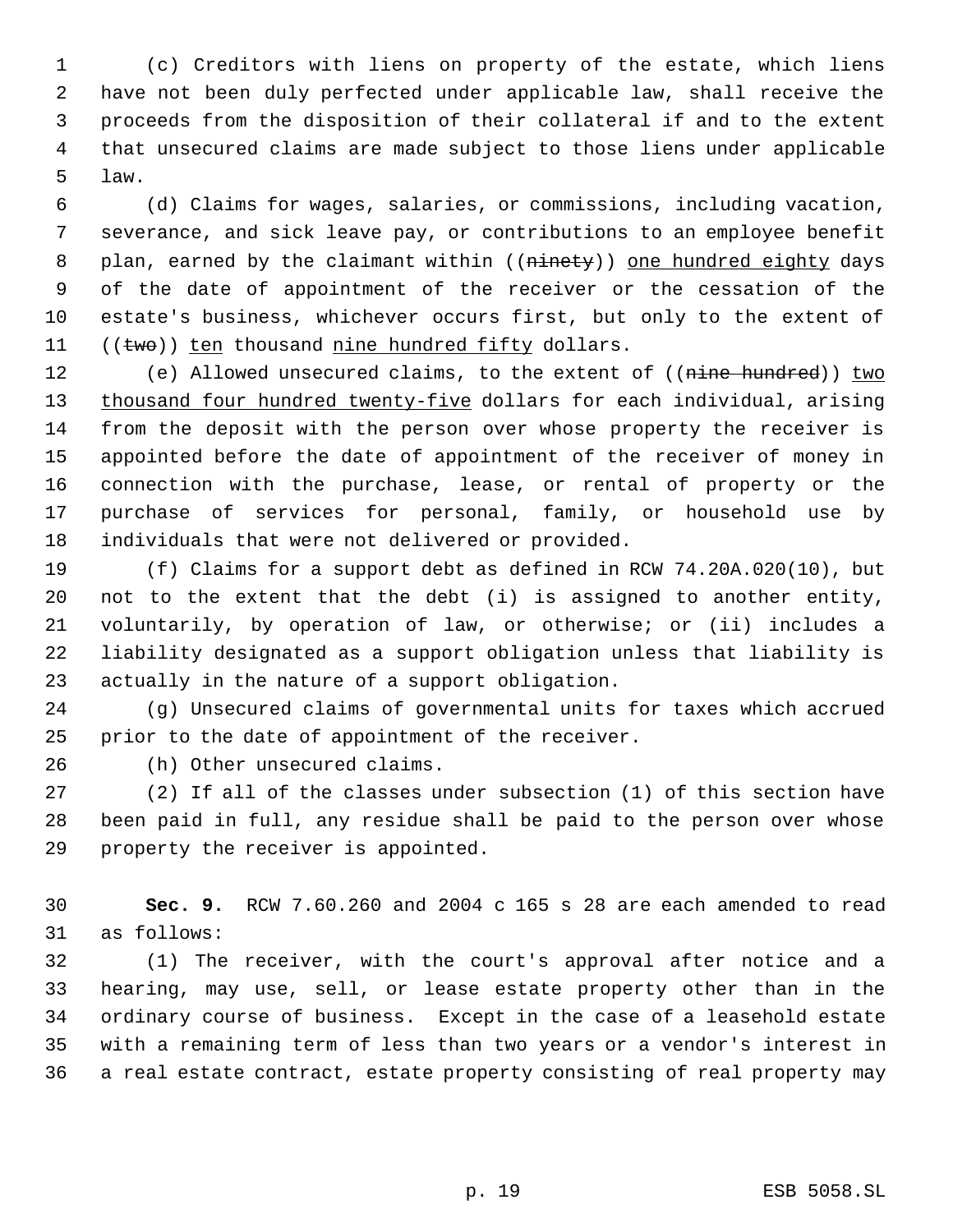(c) Creditors with liens on property of the estate, which liens have not been duly perfected under applicable law, shall receive the proceeds from the disposition of their collateral if and to the extent that unsecured claims are made subject to those liens under applicable law.

(d) Claims for wages, salaries, or commissions, including vacation, severance, and sick leave pay, or contributions to an employee benefit plan, earned by the claimant within ((~~ninety~~)) one hundred eighty days of the date of appointment of the receiver or the cessation of the estate's business, whichever occurs first, but only to the extent of ((~~two~~)) ten thousand nine hundred fifty dollars.

(e) Allowed unsecured claims, to the extent of ((~~nine hundred~~)) two thousand four hundred twenty-five dollars for each individual, arising from the deposit with the person over whose property the receiver is appointed before the date of appointment of the receiver of money in connection with the purchase, lease, or rental of property or the purchase of services for personal, family, or household use by individuals that were not delivered or provided.

(f) Claims for a support debt as defined in RCW 74.20A.020(10), but not to the extent that the debt (i) is assigned to another entity, voluntarily, by operation of law, or otherwise; or (ii) includes a liability designated as a support obligation unless that liability is actually in the nature of a support obligation.

(g) Unsecured claims of governmental units for taxes which accrued prior to the date of appointment of the receiver.

(h) Other unsecured claims.

(2) If all of the classes under subsection (1) of this section have been paid in full, any residue shall be paid to the person over whose property the receiver is appointed.

**Sec. 9.** RCW 7.60.260 and 2004 c 165 s 28 are each amended to read as follows:

(1) The receiver, with the court's approval after notice and a hearing, may use, sell, or lease estate property other than in the ordinary course of business. Except in the case of a leasehold estate with a remaining term of less than two years or a vendor's interest in a real estate contract, estate property consisting of real property may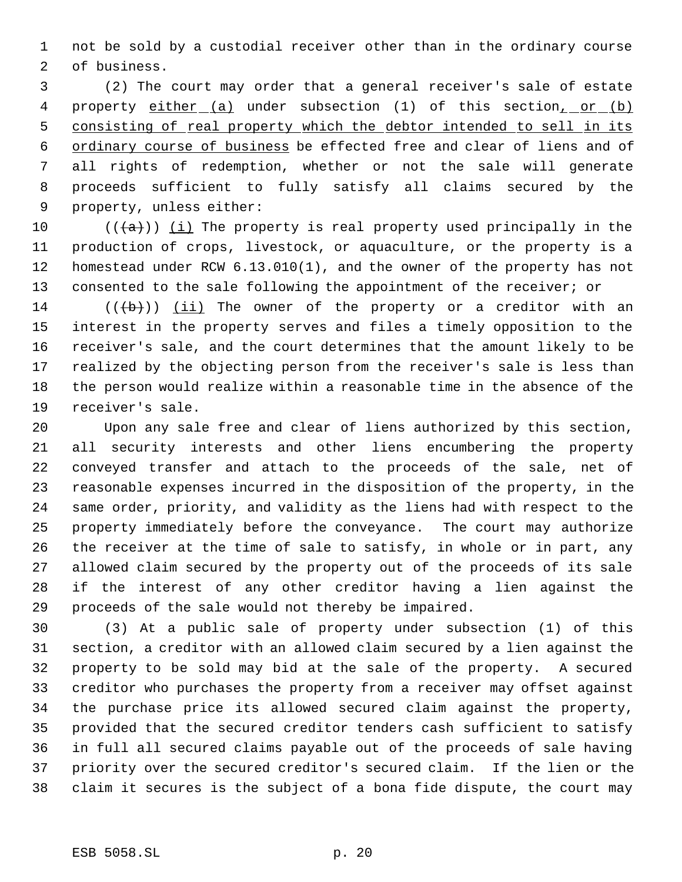not be sold by a custodial receiver other than in the ordinary course of business.

(2) The court may order that a general receiver's sale of estate property <u>either (a)</u> under subsection (1) of this section<u>, or (b) consisting of real property which the debtor intended to sell in its ordinary course of business</u> be effected free and clear of liens and of all rights of redemption, whether or not the sale will generate proceeds sufficient to fully satisfy all claims secured by the property, unless either:

((~~(a)~~)) <u>(i)</u> The property is real property used principally in the production of crops, livestock, or aquaculture, or the property is a homestead under RCW 6.13.010(1), and the owner of the property has not consented to the sale following the appointment of the receiver; or

((~~(b)~~)) <u>(ii)</u> The owner of the property or a creditor with an interest in the property serves and files a timely opposition to the receiver's sale, and the court determines that the amount likely to be realized by the objecting person from the receiver's sale is less than the person would realize within a reasonable time in the absence of the receiver's sale.

Upon any sale free and clear of liens authorized by this section, all security interests and other liens encumbering the property conveyed transfer and attach to the proceeds of the sale, net of reasonable expenses incurred in the disposition of the property, in the same order, priority, and validity as the liens had with respect to the property immediately before the conveyance. The court may authorize the receiver at the time of sale to satisfy, in whole or in part, any allowed claim secured by the property out of the proceeds of its sale if the interest of any other creditor having a lien against the proceeds of the sale would not thereby be impaired.

(3) At a public sale of property under subsection (1) of this section, a creditor with an allowed claim secured by a lien against the property to be sold may bid at the sale of the property. A secured creditor who purchases the property from a receiver may offset against the purchase price its allowed secured claim against the property, provided that the secured creditor tenders cash sufficient to satisfy in full all secured claims payable out of the proceeds of sale having priority over the secured creditor's secured claim. If the lien or the claim it secures is the subject of a bona fide dispute, the court may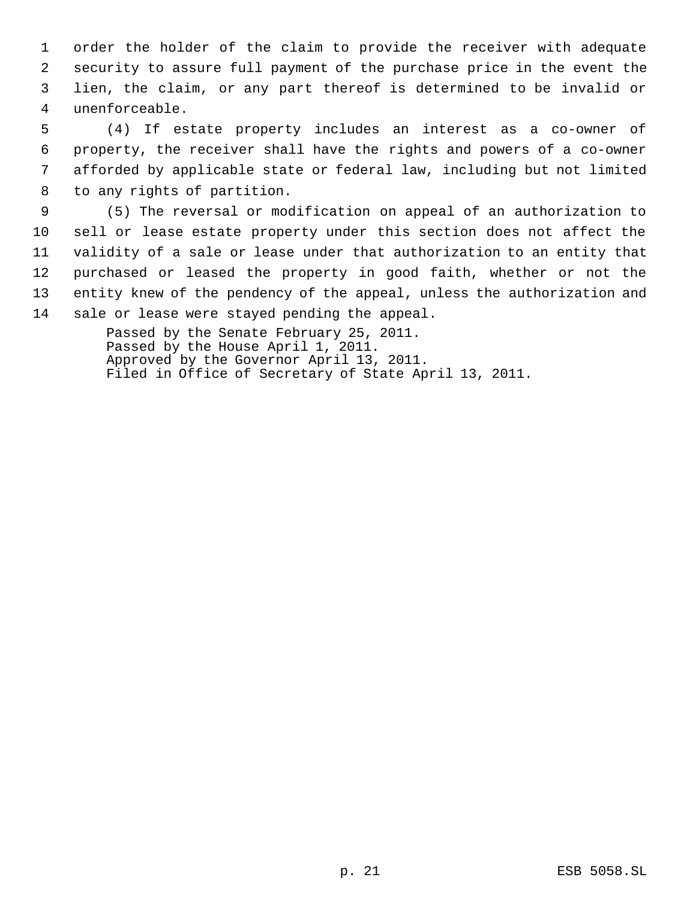order the holder of the claim to provide the receiver with adequate security to assure full payment of the purchase price in the event the lien, the claim, or any part thereof is determined to be invalid or unenforceable.

(4) If estate property includes an interest as a co-owner of property, the receiver shall have the rights and powers of a co-owner afforded by applicable state or federal law, including but not limited to any rights of partition.

(5) The reversal or modification on appeal of an authorization to sell or lease estate property under this section does not affect the validity of a sale or lease under that authorization to an entity that purchased or leased the property in good faith, whether or not the entity knew of the pendency of the appeal, unless the authorization and sale or lease were stayed pending the appeal.

Passed by the Senate February 25, 2011.
Passed by the House April 1, 2011.
Approved by the Governor April 13, 2011.
Filed in Office of Secretary of State April 13, 2011.